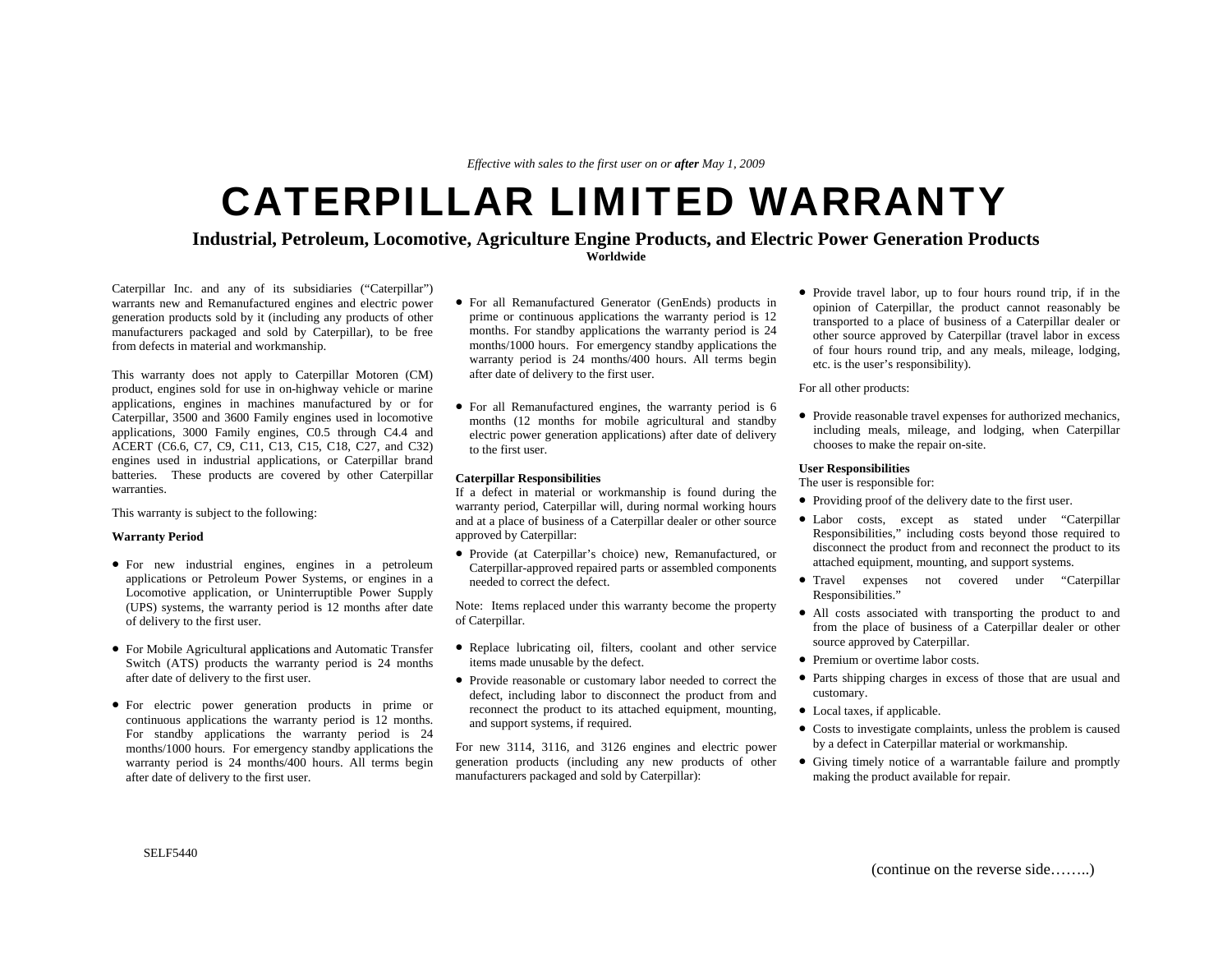*Effective with sales to the first user on or* ***after*** *May 1, 2009*

# CATERPILLAR LIMITED WARRANTY

## Industrial, Petroleum, Locomotive, Agriculture Engine Products, and Electric Power Generation Products

**Worldwide**

Caterpillar Inc. and any of its subsidiaries ("Caterpillar") warrants new and Remanufactured engines and electric power generation products sold by it (including any products of other manufacturers packaged and sold by Caterpillar), to be free from defects in material and workmanship.

This warranty does not apply to Caterpillar Motoren (CM) product, engines sold for use in on-highway vehicle or marine applications, engines in machines manufactured by or for Caterpillar, 3500 and 3600 Family engines used in locomotive applications, 3000 Family engines, C0.5 through C4.4 and ACERT (C6.6, C7, C9, C11, C13, C15, C18, C27, and C32) engines used in industrial applications, or Caterpillar brand batteries. These products are covered by other Caterpillar warranties.

This warranty is subject to the following:

**Warranty Period**

- For new industrial engines, engines in a petroleum applications or Petroleum Power Systems, or engines in a Locomotive application, or Uninterruptible Power Supply (UPS) systems, the warranty period is 12 months after date of delivery to the first user.
- For Mobile Agricultural applications and Automatic Transfer Switch (ATS) products the warranty period is 24 months after date of delivery to the first user.
- For electric power generation products in prime or continuous applications the warranty period is 12 months. For standby applications the warranty period is 24 months/1000 hours. For emergency standby applications the warranty period is 24 months/400 hours. All terms begin after date of delivery to the first user.
- For all Remanufactured Generator (GenEnds) products in prime or continuous applications the warranty period is 12 months. For standby applications the warranty period is 24 months/1000 hours. For emergency standby applications the warranty period is 24 months/400 hours. All terms begin after date of delivery to the first user.
- For all Remanufactured engines, the warranty period is 6 months (12 months for mobile agricultural and standby electric power generation applications) after date of delivery to the first user.

**Caterpillar Responsibilities**

If a defect in material or workmanship is found during the warranty period, Caterpillar will, during normal working hours and at a place of business of a Caterpillar dealer or other source approved by Caterpillar:

- Provide (at Caterpillar's choice) new, Remanufactured, or Caterpillar-approved repaired parts or assembled components needed to correct the defect.

Note: Items replaced under this warranty become the property of Caterpillar.

- Replace lubricating oil, filters, coolant and other service items made unusable by the defect.
- Provide reasonable or customary labor needed to correct the defect, including labor to disconnect the product from and reconnect the product to its attached equipment, mounting, and support systems, if required.

For new 3114, 3116, and 3126 engines and electric power generation products (including any new products of other manufacturers packaged and sold by Caterpillar):

- Provide travel labor, up to four hours round trip, if in the opinion of Caterpillar, the product cannot reasonably be transported to a place of business of a Caterpillar dealer or other source approved by Caterpillar (travel labor in excess of four hours round trip, and any meals, mileage, lodging, etc. is the user's responsibility).

For all other products:

- Provide reasonable travel expenses for authorized mechanics, including meals, mileage, and lodging, when Caterpillar chooses to make the repair on-site.

**User Responsibilities**

The user is responsible for:

- Providing proof of the delivery date to the first user.
- Labor costs, except as stated under "Caterpillar Responsibilities," including costs beyond those required to disconnect the product from and reconnect the product to its attached equipment, mounting, and support systems.
- Travel expenses not covered under "Caterpillar Responsibilities."
- All costs associated with transporting the product to and from the place of business of a Caterpillar dealer or other source approved by Caterpillar.
- Premium or overtime labor costs.
- Parts shipping charges in excess of those that are usual and customary.
- Local taxes, if applicable.
- Costs to investigate complaints, unless the problem is caused by a defect in Caterpillar material or workmanship.
- Giving timely notice of a warrantable failure and promptly making the product available for repair.

SELF5440

(continue on the reverse side……..)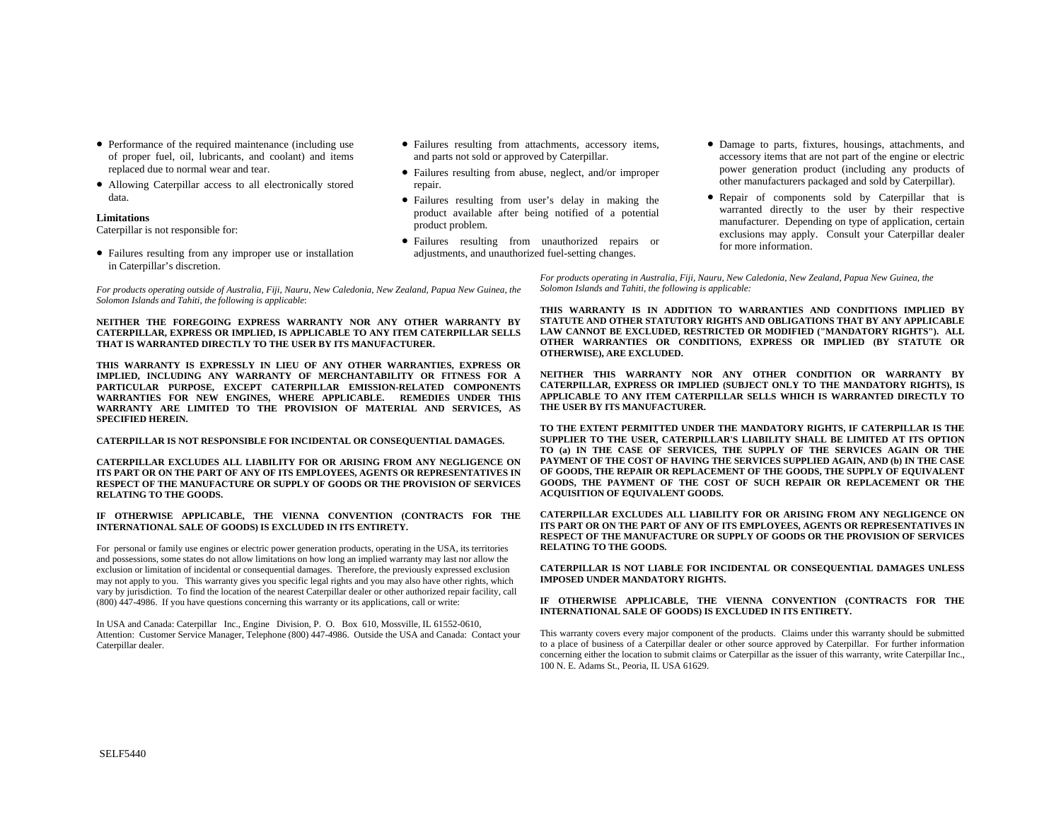- Performance of the required maintenance (including use of proper fuel, oil, lubricants, and coolant) and items replaced due to normal wear and tear.
- Allowing Caterpillar access to all electronically stored data.

**Limitations**

Caterpillar is not responsible for:

- Failures resulting from any improper use or installation in Caterpillar's discretion.
- Failures resulting from attachments, accessory items, and parts not sold or approved by Caterpillar.
- Failures resulting from abuse, neglect, and/or improper repair.
- Failures resulting from user's delay in making the product available after being notified of a potential product problem.
- Failures resulting from unauthorized repairs or adjustments, and unauthorized fuel-setting changes.
- Damage to parts, fixtures, housings, attachments, and accessory items that are not part of the engine or electric power generation product (including any products of other manufacturers packaged and sold by Caterpillar).
- Repair of components sold by Caterpillar that is warranted directly to the user by their respective manufacturer. Depending on type of application, certain exclusions may apply. Consult your Caterpillar dealer for more information.

*For products operating outside of Australia, Fiji, Nauru, New Caledonia, New Zealand, Papua New Guinea, the Solomon Islands and Tahiti, the following is applicable*:

**NEITHER THE FOREGOING EXPRESS WARRANTY NOR ANY OTHER WARRANTY BY CATERPILLAR, EXPRESS OR IMPLIED, IS APPLICABLE TO ANY ITEM CATERPILLAR SELLS THAT IS WARRANTED DIRECTLY TO THE USER BY ITS MANUFACTURER.**

**THIS WARRANTY IS EXPRESSLY IN LIEU OF ANY OTHER WARRANTIES, EXPRESS OR IMPLIED, INCLUDING ANY WARRANTY OF MERCHANTABILITY OR FITNESS FOR A PARTICULAR PURPOSE, EXCEPT CATERPILLAR EMISSION-RELATED COMPONENTS WARRANTIES FOR NEW ENGINES, WHERE APPLICABLE. REMEDIES UNDER THIS WARRANTY ARE LIMITED TO THE PROVISION OF MATERIAL AND SERVICES, AS SPECIFIED HEREIN.**

**CATERPILLAR IS NOT RESPONSIBLE FOR INCIDENTAL OR CONSEQUENTIAL DAMAGES.**

**CATERPILLAR EXCLUDES ALL LIABILITY FOR OR ARISING FROM ANY NEGLIGENCE ON ITS PART OR ON THE PART OF ANY OF ITS EMPLOYEES, AGENTS OR REPRESENTATIVES IN RESPECT OF THE MANUFACTURE OR SUPPLY OF GOODS OR THE PROVISION OF SERVICES RELATING TO THE GOODS.**

**IF OTHERWISE APPLICABLE, THE VIENNA CONVENTION (CONTRACTS FOR THE INTERNATIONAL SALE OF GOODS) IS EXCLUDED IN ITS ENTIRETY.**

For personal or family use engines or electric power generation products, operating in the USA, its territories and possessions, some states do not allow limitations on how long an implied warranty may last nor allow the exclusion or limitation of incidental or consequential damages. Therefore, the previously expressed exclusion may not apply to you. This warranty gives you specific legal rights and you may also have other rights, which vary by jurisdiction. To find the location of the nearest Caterpillar dealer or other authorized repair facility, call (800) 447-4986. If you have questions concerning this warranty or its applications, call or write:

In USA and Canada: Caterpillar Inc., Engine Division, P. O. Box 610, Mossville, IL 61552-0610, Attention: Customer Service Manager, Telephone (800) 447-4986. Outside the USA and Canada: Contact your Caterpillar dealer.

*For products operating in Australia, Fiji, Nauru, New Caledonia, New Zealand, Papua New Guinea, the Solomon Islands and Tahiti, the following is applicable:*

**THIS WARRANTY IS IN ADDITION TO WARRANTIES AND CONDITIONS IMPLIED BY STATUTE AND OTHER STATUTORY RIGHTS AND OBLIGATIONS THAT BY ANY APPLICABLE LAW CANNOT BE EXCLUDED, RESTRICTED OR MODIFIED ("MANDATORY RIGHTS"). ALL OTHER WARRANTIES OR CONDITIONS, EXPRESS OR IMPLIED (BY STATUTE OR OTHERWISE), ARE EXCLUDED.**

**NEITHER THIS WARRANTY NOR ANY OTHER CONDITION OR WARRANTY BY CATERPILLAR, EXPRESS OR IMPLIED (SUBJECT ONLY TO THE MANDATORY RIGHTS), IS APPLICABLE TO ANY ITEM CATERPILLAR SELLS WHICH IS WARRANTED DIRECTLY TO THE USER BY ITS MANUFACTURER.**

**TO THE EXTENT PERMITTED UNDER THE MANDATORY RIGHTS, IF CATERPILLAR IS THE SUPPLIER TO THE USER, CATERPILLAR'S LIABILITY SHALL BE LIMITED AT ITS OPTION TO (a) IN THE CASE OF SERVICES, THE SUPPLY OF THE SERVICES AGAIN OR THE PAYMENT OF THE COST OF HAVING THE SERVICES SUPPLIED AGAIN, AND (b) IN THE CASE OF GOODS, THE REPAIR OR REPLACEMENT OF THE GOODS, THE SUPPLY OF EQUIVALENT GOODS, THE PAYMENT OF THE COST OF SUCH REPAIR OR REPLACEMENT OR THE ACQUISITION OF EQUIVALENT GOODS.**

**CATERPILLAR EXCLUDES ALL LIABILITY FOR OR ARISING FROM ANY NEGLIGENCE ON ITS PART OR ON THE PART OF ANY OF ITS EMPLOYEES, AGENTS OR REPRESENTATIVES IN RESPECT OF THE MANUFACTURE OR SUPPLY OF GOODS OR THE PROVISION OF SERVICES RELATING TO THE GOODS.**

**CATERPILLAR IS NOT LIABLE FOR INCIDENTAL OR CONSEQUENTIAL DAMAGES UNLESS IMPOSED UNDER MANDATORY RIGHTS.**

**IF OTHERWISE APPLICABLE, THE VIENNA CONVENTION (CONTRACTS FOR THE INTERNATIONAL SALE OF GOODS) IS EXCLUDED IN ITS ENTIRETY.**

This warranty covers every major component of the products. Claims under this warranty should be submitted to a place of business of a Caterpillar dealer or other source approved by Caterpillar. For further information concerning either the location to submit claims or Caterpillar as the issuer of this warranty, write Caterpillar Inc., 100 N. E. Adams St., Peoria, IL USA 61629.

SELF5440